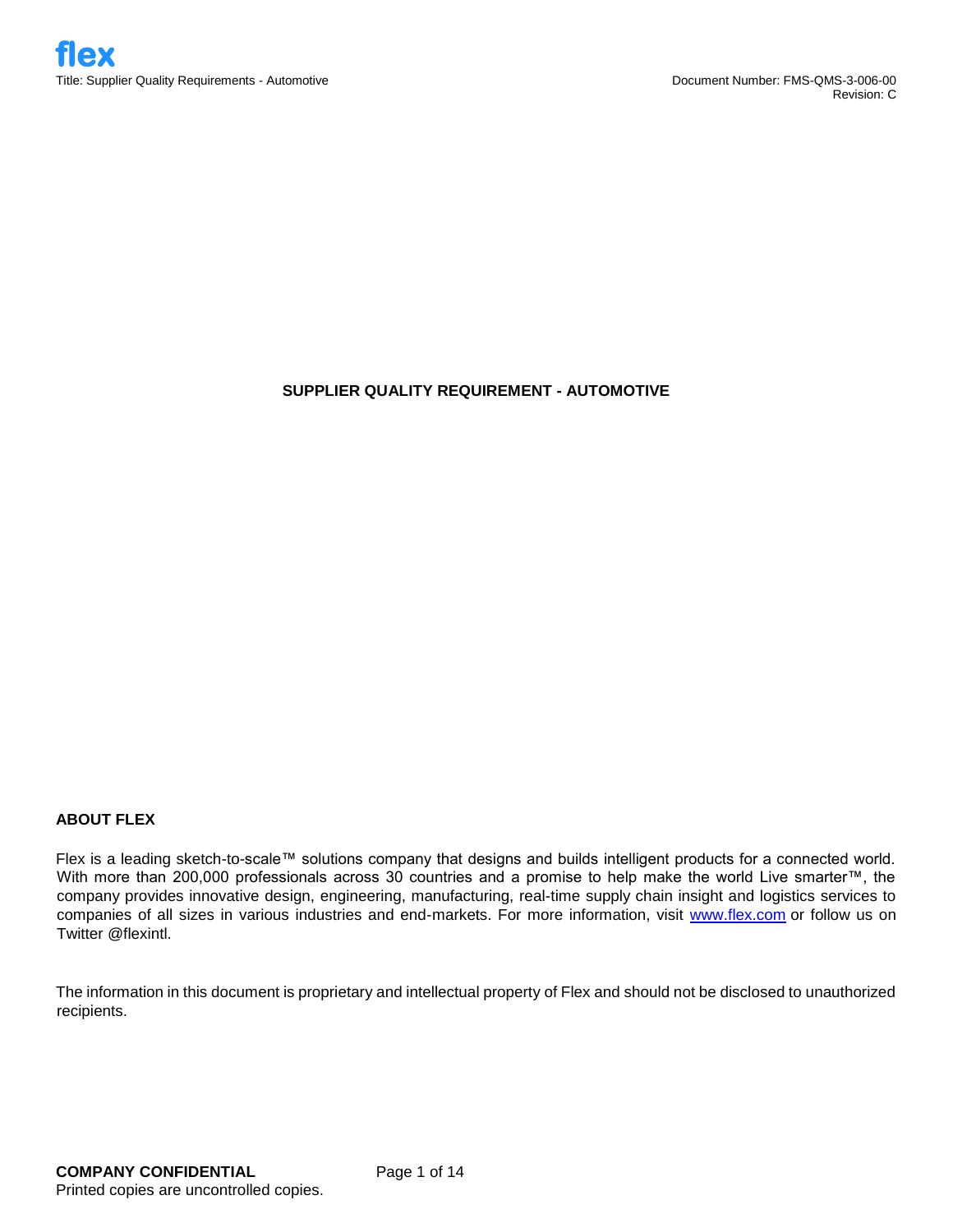# SUPPLIER QUALITY REQUIREMENT - AUTOMOTIVE

## ABOUT FLEX

Flex is a leading sketch-to-scale™ solutions company that designs and builds intelligent products for a connected world. With more than 200,000 professionals across 30 countries and a promise to help make the world Live smarter™, the company provides innovative design, engineering, manufacturing, real-time supply chain insight and logistics services to companies of all sizes in various industries and end-markets. For more information, visit www.flex.com or follow us on Twitter @flexintl.

The information in this document is proprietary and intellectual property of Flex and should not be disclosed to unauthorized recipients.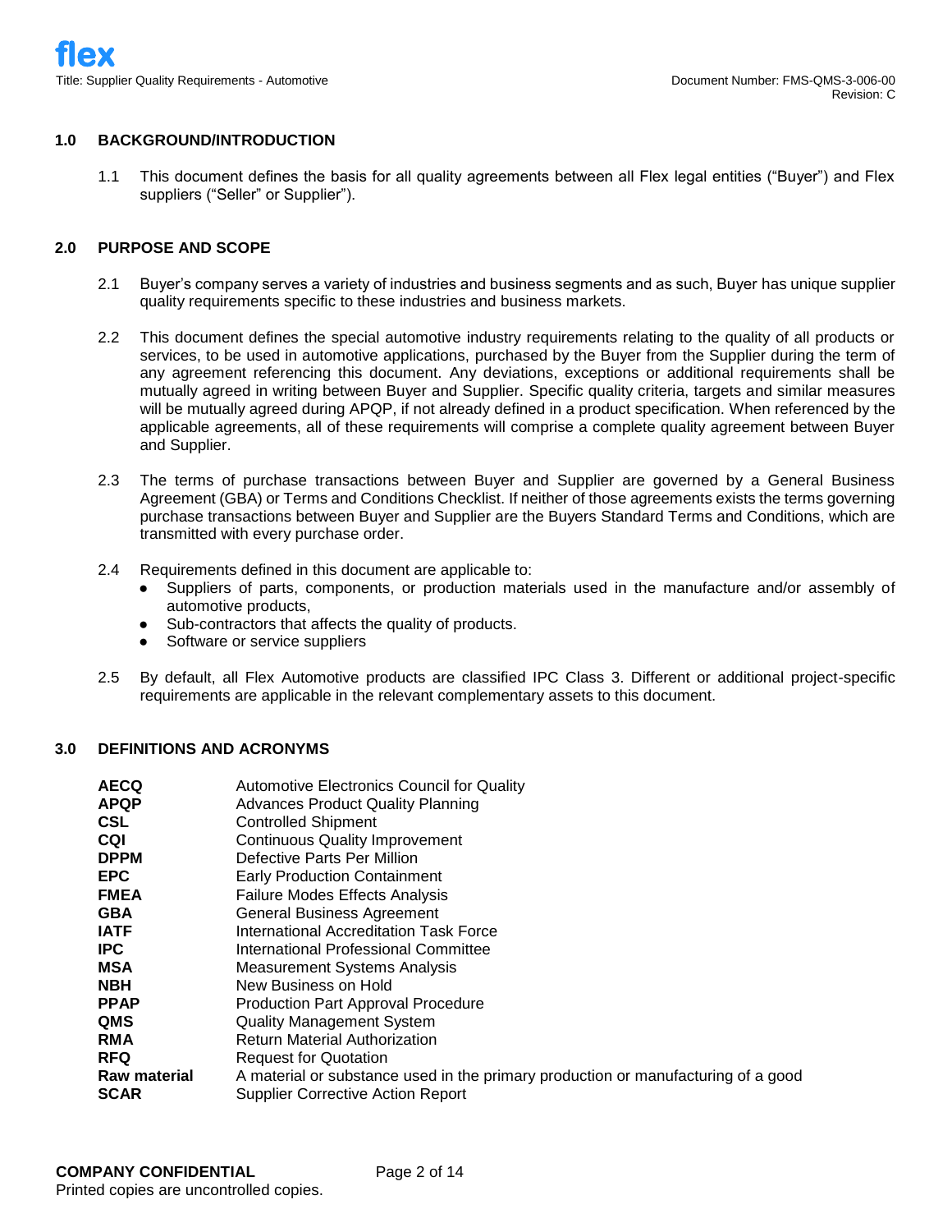## 1.0 BACKGROUND/INTRODUCTION

1.1 This document defines the basis for all quality agreements between all Flex legal entities ("Buyer") and Flex suppliers ("Seller" or Supplier").

## 2.0 PURPOSE AND SCOPE

2.1 Buyer's company serves a variety of industries and business segments and as such, Buyer has unique supplier quality requirements specific to these industries and business markets.

2.2 This document defines the special automotive industry requirements relating to the quality of all products or services, to be used in automotive applications, purchased by the Buyer from the Supplier during the term of any agreement referencing this document. Any deviations, exceptions or additional requirements shall be mutually agreed in writing between Buyer and Supplier. Specific quality criteria, targets and similar measures will be mutually agreed during APQP, if not already defined in a product specification. When referenced by the applicable agreements, all of these requirements will comprise a complete quality agreement between Buyer and Supplier.

2.3 The terms of purchase transactions between Buyer and Supplier are governed by a General Business Agreement (GBA) or Terms and Conditions Checklist. If neither of those agreements exists the terms governing purchase transactions between Buyer and Supplier are the Buyers Standard Terms and Conditions, which are transmitted with every purchase order.

2.4 Requirements defined in this document are applicable to:

- Suppliers of parts, components, or production materials used in the manufacture and/or assembly of automotive products,
- Sub-contractors that affects the quality of products.
- Software or service suppliers

2.5 By default, all Flex Automotive products are classified IPC Class 3. Different or additional project-specific requirements are applicable in the relevant complementary assets to this document.

## 3.0 DEFINITIONS AND ACRONYMS

| | |
|---|---|
| **AECQ** | Automotive Electronics Council for Quality |
| **APQP** | Advances Product Quality Planning |
| **CSL** | Controlled Shipment |
| **CQI** | Continuous Quality Improvement |
| **DPPM** | Defective Parts Per Million |
| **EPC** | Early Production Containment |
| **FMEA** | Failure Modes Effects Analysis |
| **GBA** | General Business Agreement |
| **IATF** | International Accreditation Task Force |
| **IPC** | International Professional Committee |
| **MSA** | Measurement Systems Analysis |
| **NBH** | New Business on Hold |
| **PPAP** | Production Part Approval Procedure |
| **QMS** | Quality Management System |
| **RMA** | Return Material Authorization |
| **RFQ** | Request for Quotation |
| **Raw material** | A material or substance used in the primary production or manufacturing of a good |
| **SCAR** | Supplier Corrective Action Report |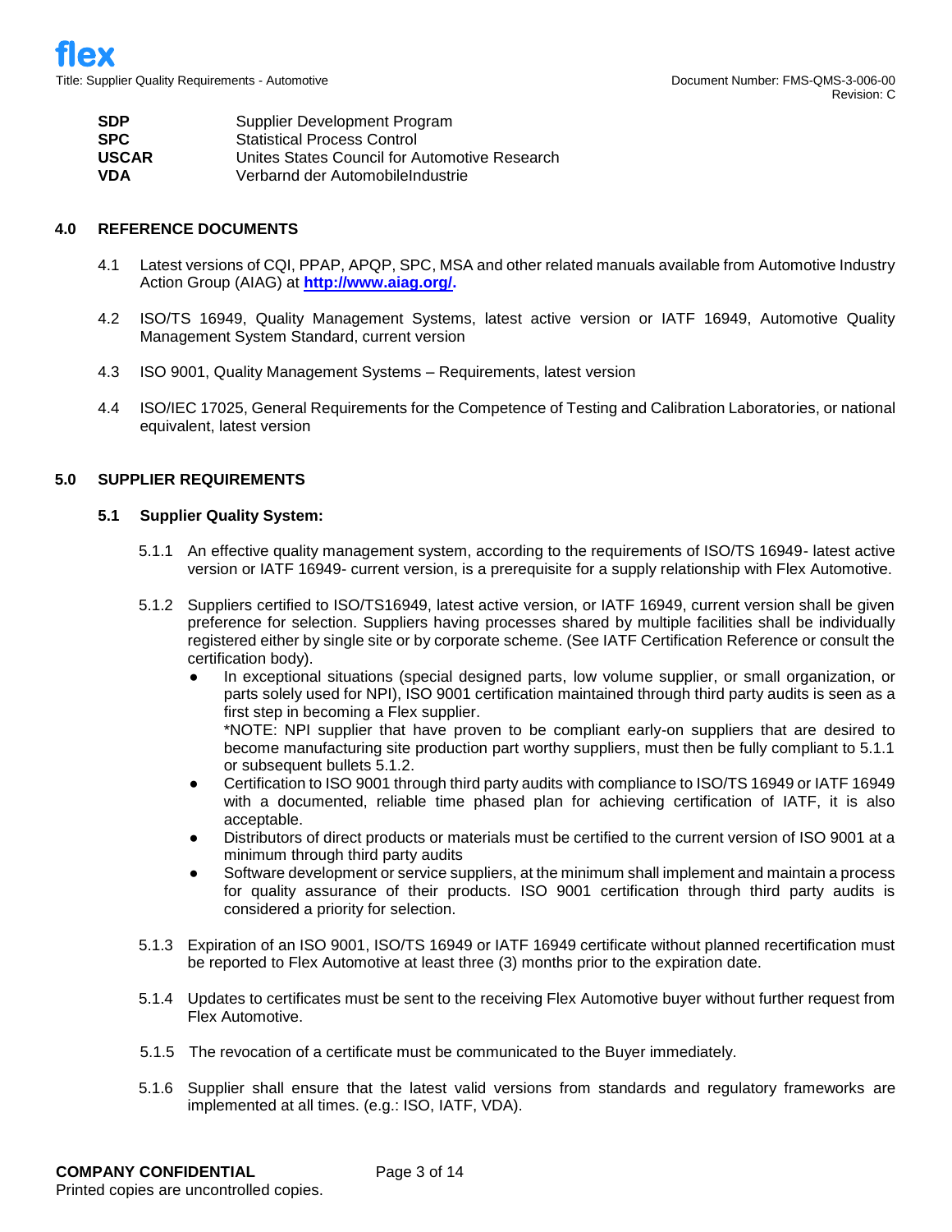| | |
|---|---|
| **SDP** | Supplier Development Program |
| **SPC** | Statistical Process Control |
| **USCAR** | Unites States Council for Automotive Research |
| **VDA** | Verbarnd der AutomobileIndustrie |

## 4.0 REFERENCE DOCUMENTS

4.1 Latest versions of CQI, PPAP, APQP, SPC, MSA and other related manuals available from Automotive Industry Action Group (AIAG) at **http://www.aiag.org/.**

4.2 ISO/TS 16949, Quality Management Systems, latest active version or IATF 16949, Automotive Quality Management System Standard, current version

4.3 ISO 9001, Quality Management Systems – Requirements, latest version

4.4 ISO/IEC 17025, General Requirements for the Competence of Testing and Calibration Laboratories, or national equivalent, latest version

## 5.0 SUPPLIER REQUIREMENTS

### 5.1 Supplier Quality System:

5.1.1 An effective quality management system, according to the requirements of ISO/TS 16949- latest active version or IATF 16949- current version, is a prerequisite for a supply relationship with Flex Automotive.

5.1.2 Suppliers certified to ISO/TS16949, latest active version, or IATF 16949, current version shall be given preference for selection. Suppliers having processes shared by multiple facilities shall be individually registered either by single site or by corporate scheme. (See IATF Certification Reference or consult the certification body).

- In exceptional situations (special designed parts, low volume supplier, or small organization, or parts solely used for NPI), ISO 9001 certification maintained through third party audits is seen as a first step in becoming a Flex supplier.
  *NOTE: NPI supplier that have proven to be compliant early-on suppliers that are desired to become manufacturing site production part worthy suppliers, must then be fully compliant to 5.1.1 or subsequent bullets 5.1.2.
- Certification to ISO 9001 through third party audits with compliance to ISO/TS 16949 or IATF 16949 with a documented, reliable time phased plan for achieving certification of IATF, it is also acceptable.
- Distributors of direct products or materials must be certified to the current version of ISO 9001 at a minimum through third party audits
- Software development or service suppliers, at the minimum shall implement and maintain a process for quality assurance of their products. ISO 9001 certification through third party audits is considered a priority for selection.

5.1.3 Expiration of an ISO 9001, ISO/TS 16949 or IATF 16949 certificate without planned recertification must be reported to Flex Automotive at least three (3) months prior to the expiration date.

5.1.4 Updates to certificates must be sent to the receiving Flex Automotive buyer without further request from Flex Automotive.

5.1.5 The revocation of a certificate must be communicated to the Buyer immediately.

5.1.6 Supplier shall ensure that the latest valid versions from standards and regulatory frameworks are implemented at all times. (e.g.: ISO, IATF, VDA).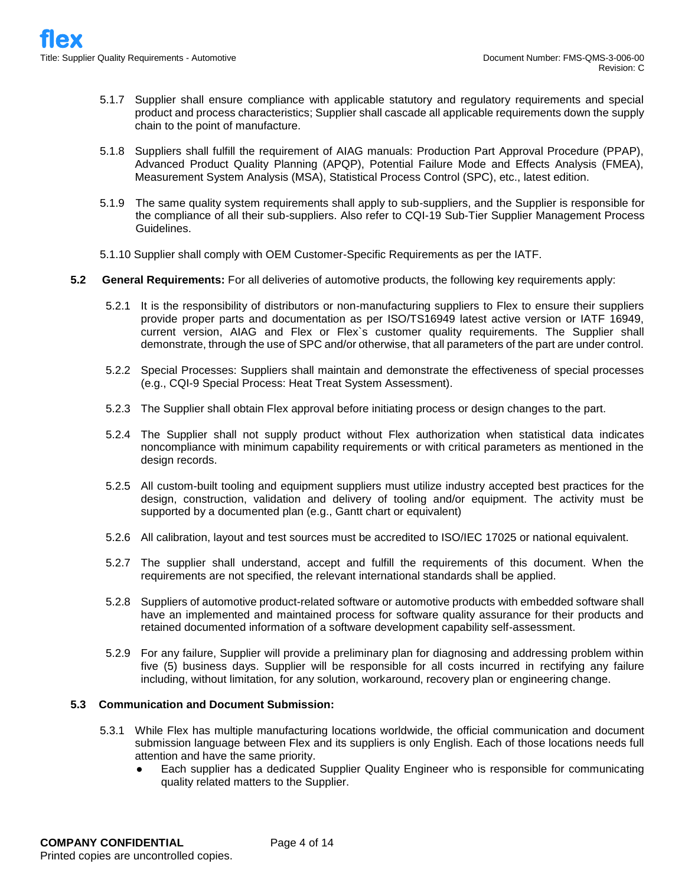5.1.7 Supplier shall ensure compliance with applicable statutory and regulatory requirements and special product and process characteristics; Supplier shall cascade all applicable requirements down the supply chain to the point of manufacture.

5.1.8 Suppliers shall fulfill the requirement of AIAG manuals: Production Part Approval Procedure (PPAP), Advanced Product Quality Planning (APQP), Potential Failure Mode and Effects Analysis (FMEA), Measurement System Analysis (MSA), Statistical Process Control (SPC), etc., latest edition.

5.1.9 The same quality system requirements shall apply to sub-suppliers, and the Supplier is responsible for the compliance of all their sub-suppliers. Also refer to CQI-19 Sub-Tier Supplier Management Process Guidelines.

5.1.10 Supplier shall comply with OEM Customer-Specific Requirements as per the IATF.

**5.2 General Requirements:** For all deliveries of automotive products, the following key requirements apply:

5.2.1 It is the responsibility of distributors or non-manufacturing suppliers to Flex to ensure their suppliers provide proper parts and documentation as per ISO/TS16949 latest active version or IATF 16949, current version, AIAG and Flex or Flex`s customer quality requirements. The Supplier shall demonstrate, through the use of SPC and/or otherwise, that all parameters of the part are under control.

5.2.2 Special Processes: Suppliers shall maintain and demonstrate the effectiveness of special processes (e.g., CQI-9 Special Process: Heat Treat System Assessment).

5.2.3 The Supplier shall obtain Flex approval before initiating process or design changes to the part.

5.2.4 The Supplier shall not supply product without Flex authorization when statistical data indicates noncompliance with minimum capability requirements or with critical parameters as mentioned in the design records.

5.2.5 All custom-built tooling and equipment suppliers must utilize industry accepted best practices for the design, construction, validation and delivery of tooling and/or equipment. The activity must be supported by a documented plan (e.g., Gantt chart or equivalent)

5.2.6 All calibration, layout and test sources must be accredited to ISO/IEC 17025 or national equivalent.

5.2.7 The supplier shall understand, accept and fulfill the requirements of this document. When the requirements are not specified, the relevant international standards shall be applied.

5.2.8 Suppliers of automotive product-related software or automotive products with embedded software shall have an implemented and maintained process for software quality assurance for their products and retained documented information of a software development capability self-assessment.

5.2.9 For any failure, Supplier will provide a preliminary plan for diagnosing and addressing problem within five (5) business days. Supplier will be responsible for all costs incurred in rectifying any failure including, without limitation, for any solution, workaround, recovery plan or engineering change.

**5.3 Communication and Document Submission:**

5.3.1 While Flex has multiple manufacturing locations worldwide, the official communication and document submission language between Flex and its suppliers is only English. Each of those locations needs full attention and have the same priority.

- Each supplier has a dedicated Supplier Quality Engineer who is responsible for communicating quality related matters to the Supplier.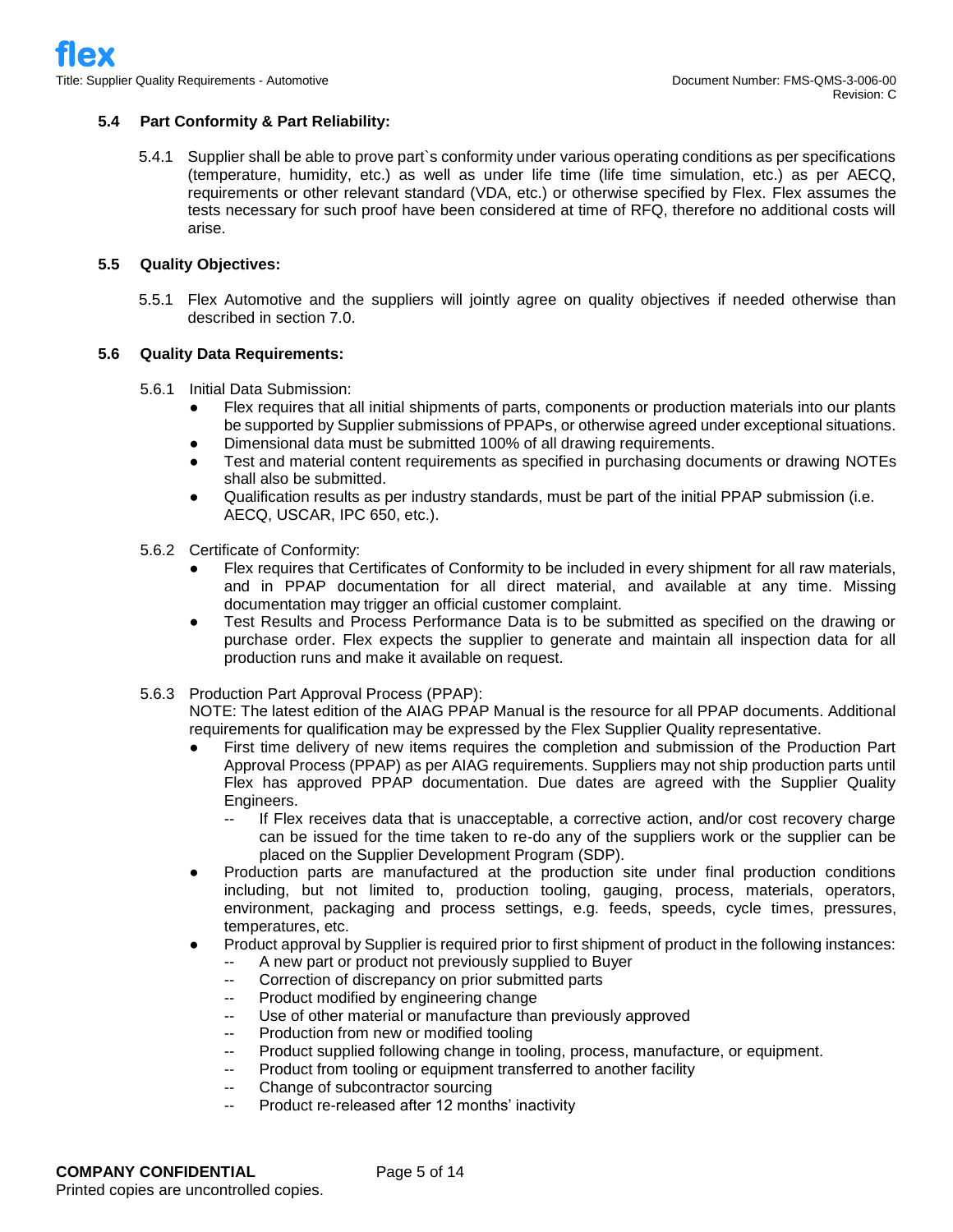### 5.4 Part Conformity & Part Reliability:

5.4.1 Supplier shall be able to prove part`s conformity under various operating conditions as per specifications (temperature, humidity, etc.) as well as under life time (life time simulation, etc.) as per AECQ, requirements or other relevant standard (VDA, etc.) or otherwise specified by Flex. Flex assumes the tests necessary for such proof have been considered at time of RFQ, therefore no additional costs will arise.

### 5.5 Quality Objectives:

5.5.1 Flex Automotive and the suppliers will jointly agree on quality objectives if needed otherwise than described in section 7.0.

### 5.6 Quality Data Requirements:

5.6.1 Initial Data Submission:

- Flex requires that all initial shipments of parts, components or production materials into our plants be supported by Supplier submissions of PPAPs, or otherwise agreed under exceptional situations.
- Dimensional data must be submitted 100% of all drawing requirements.
- Test and material content requirements as specified in purchasing documents or drawing NOTEs shall also be submitted.
- Qualification results as per industry standards, must be part of the initial PPAP submission (i.e. AECQ, USCAR, IPC 650, etc.).

5.6.2 Certificate of Conformity:

- Flex requires that Certificates of Conformity to be included in every shipment for all raw materials, and in PPAP documentation for all direct material, and available at any time. Missing documentation may trigger an official customer complaint.
- Test Results and Process Performance Data is to be submitted as specified on the drawing or purchase order. Flex expects the supplier to generate and maintain all inspection data for all production runs and make it available on request.

5.6.3 Production Part Approval Process (PPAP):

NOTE: The latest edition of the AIAG PPAP Manual is the resource for all PPAP documents. Additional requirements for qualification may be expressed by the Flex Supplier Quality representative.

- First time delivery of new items requires the completion and submission of the Production Part Approval Process (PPAP) as per AIAG requirements. Suppliers may not ship production parts until Flex has approved PPAP documentation. Due dates are agreed with the Supplier Quality Engineers.
  - If Flex receives data that is unacceptable, a corrective action, and/or cost recovery charge can be issued for the time taken to re-do any of the suppliers work or the supplier can be placed on the Supplier Development Program (SDP).
- Production parts are manufactured at the production site under final production conditions including, but not limited to, production tooling, gauging, process, materials, operators, environment, packaging and process settings, e.g. feeds, speeds, cycle times, pressures, temperatures, etc.
- Product approval by Supplier is required prior to first shipment of product in the following instances:
  - A new part or product not previously supplied to Buyer
  - Correction of discrepancy on prior submitted parts
  - Product modified by engineering change
  - Use of other material or manufacture than previously approved
  - Production from new or modified tooling
  - Product supplied following change in tooling, process, manufacture, or equipment.
  - Product from tooling or equipment transferred to another facility
  - Change of subcontractor sourcing
  - Product re-released after 12 months' inactivity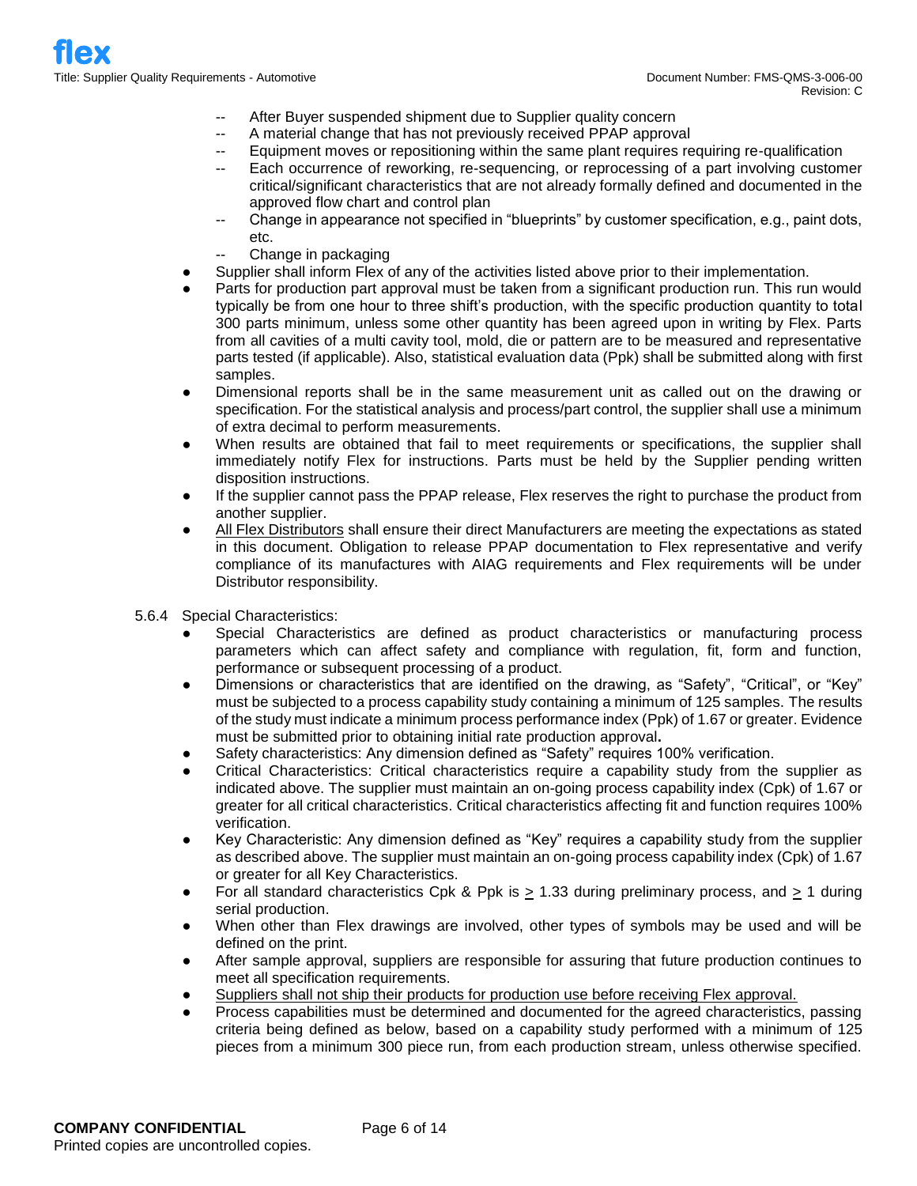- -- After Buyer suspended shipment due to Supplier quality concern
  - -- A material change that has not previously received PPAP approval
  - -- Equipment moves or repositioning within the same plant requires requiring re-qualification
  - -- Each occurrence of reworking, re-sequencing, or reprocessing of a part involving customer critical/significant characteristics that are not already formally defined and documented in the approved flow chart and control plan
  - -- Change in appearance not specified in "blueprints" by customer specification, e.g., paint dots, etc.
  - -- Change in packaging
- Supplier shall inform Flex of any of the activities listed above prior to their implementation.
- Parts for production part approval must be taken from a significant production run. This run would typically be from one hour to three shift's production, with the specific production quantity to total 300 parts minimum, unless some other quantity has been agreed upon in writing by Flex. Parts from all cavities of a multi cavity tool, mold, die or pattern are to be measured and representative parts tested (if applicable). Also, statistical evaluation data (Ppk) shall be submitted along with first samples.
- Dimensional reports shall be in the same measurement unit as called out on the drawing or specification. For the statistical analysis and process/part control, the supplier shall use a minimum of extra decimal to perform measurements.
- When results are obtained that fail to meet requirements or specifications, the supplier shall immediately notify Flex for instructions. Parts must be held by the Supplier pending written disposition instructions.
- If the supplier cannot pass the PPAP release, Flex reserves the right to purchase the product from another supplier.
- <u>All Flex Distributors</u> shall ensure their direct Manufacturers are meeting the expectations as stated in this document. Obligation to release PPAP documentation to Flex representative and verify compliance of its manufactures with AIAG requirements and Flex requirements will be under Distributor responsibility.

5.6.4 Special Characteristics:

- Special Characteristics are defined as product characteristics or manufacturing process parameters which can affect safety and compliance with regulation, fit, form and function, performance or subsequent processing of a product.
- Dimensions or characteristics that are identified on the drawing, as "Safety", "Critical", or "Key" must be subjected to a process capability study containing a minimum of 125 samples. The results of the study must indicate a minimum process performance index (Ppk) of 1.67 or greater. Evidence must be submitted prior to obtaining initial rate production approval**.**
- Safety characteristics: Any dimension defined as "Safety" requires 100% verification.
- Critical Characteristics: Critical characteristics require a capability study from the supplier as indicated above. The supplier must maintain an on-going process capability index (Cpk) of 1.67 or greater for all critical characteristics. Critical characteristics affecting fit and function requires 100% verification.
- Key Characteristic: Any dimension defined as "Key" requires a capability study from the supplier as described above. The supplier must maintain an on-going process capability index (Cpk) of 1.67 or greater for all Key Characteristics.
- For all standard characteristics Cpk & Ppk is $\geq$ 1.33 during preliminary process, and $\geq$ 1 during serial production.
- When other than Flex drawings are involved, other types of symbols may be used and will be defined on the print.
- After sample approval, suppliers are responsible for assuring that future production continues to meet all specification requirements.
- <u>Suppliers shall not ship their products for production use before receiving Flex approval.</u>
- Process capabilities must be determined and documented for the agreed characteristics, passing criteria being defined as below, based on a capability study performed with a minimum of 125 pieces from a minimum 300 piece run, from each production stream, unless otherwise specified.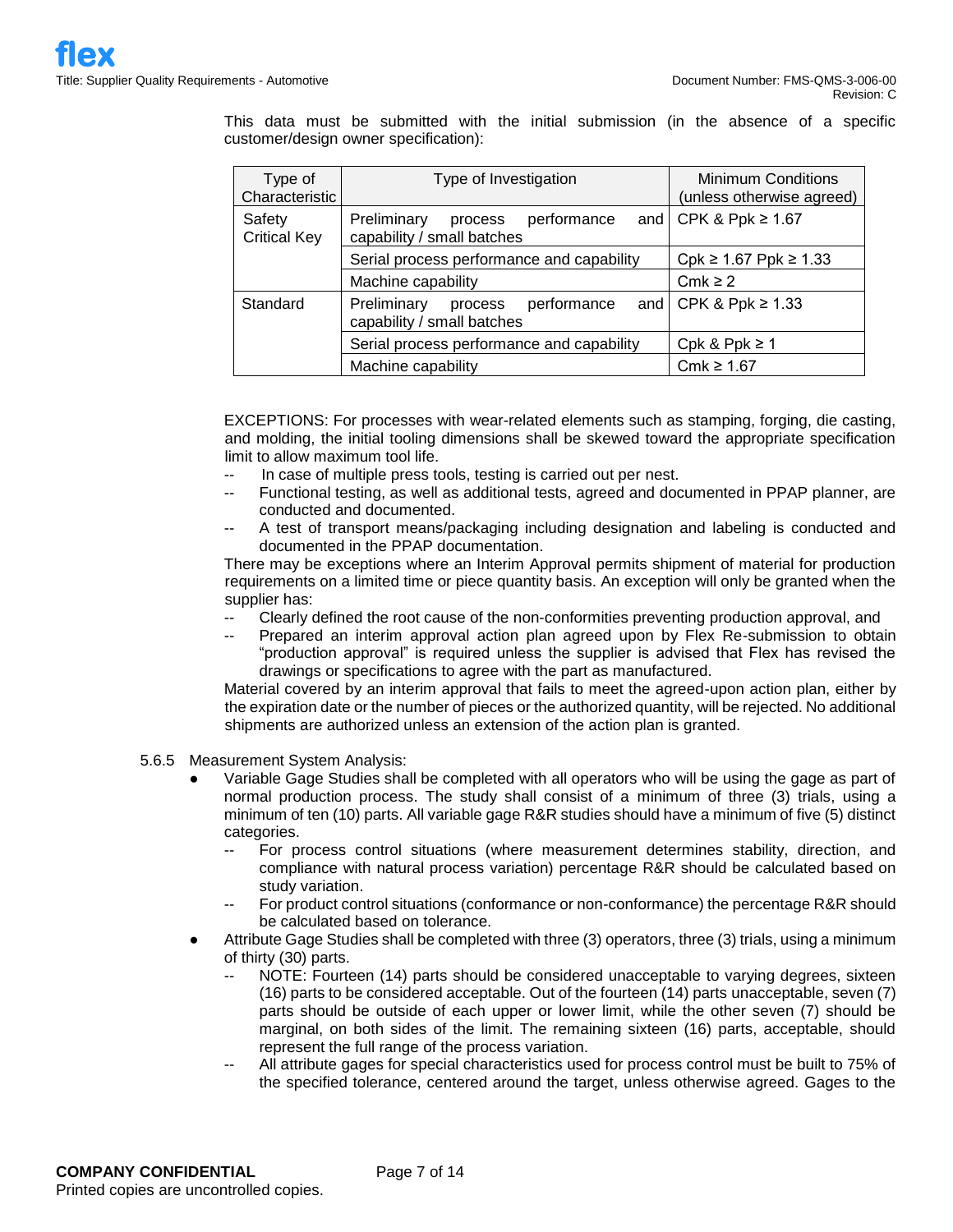This data must be submitted with the initial submission (in the absence of a specific customer/design owner specification):

| Type of Characteristic | Type of Investigation | Minimum Conditions (unless otherwise agreed) |
|---|---|---|
| Safety Critical Key | Preliminary process performance and capability / small batches | CPK & Ppk ≥ 1.67 |
| | Serial process performance and capability | Cpk ≥ 1.67 Ppk ≥ 1.33 |
| | Machine capability | Cmk ≥ 2 |
| Standard | Preliminary process performance and capability / small batches | CPK & Ppk ≥ 1.33 |
| | Serial process performance and capability | Cpk & Ppk ≥ 1 |
| | Machine capability | Cmk ≥ 1.67 |

EXCEPTIONS: For processes with wear-related elements such as stamping, forging, die casting, and molding, the initial tooling dimensions shall be skewed toward the appropriate specification limit to allow maximum tool life.

- In case of multiple press tools, testing is carried out per nest.
- Functional testing, as well as additional tests, agreed and documented in PPAP planner, are conducted and documented.
- A test of transport means/packaging including designation and labeling is conducted and documented in the PPAP documentation.

There may be exceptions where an Interim Approval permits shipment of material for production requirements on a limited time or piece quantity basis. An exception will only be granted when the supplier has:

- Clearly defined the root cause of the non-conformities preventing production approval, and
- Prepared an interim approval action plan agreed upon by Flex Re-submission to obtain "production approval" is required unless the supplier is advised that Flex has revised the drawings or specifications to agree with the part as manufactured.

Material covered by an interim approval that fails to meet the agreed-upon action plan, either by the expiration date or the number of pieces or the authorized quantity, will be rejected. No additional shipments are authorized unless an extension of the action plan is granted.

5.6.5 Measurement System Analysis:

- Variable Gage Studies shall be completed with all operators who will be using the gage as part of normal production process. The study shall consist of a minimum of three (3) trials, using a minimum of ten (10) parts. All variable gage R&R studies should have a minimum of five (5) distinct categories.
  - For process control situations (where measurement determines stability, direction, and compliance with natural process variation) percentage R&R should be calculated based on study variation.
  - For product control situations (conformance or non-conformance) the percentage R&R should be calculated based on tolerance.
- Attribute Gage Studies shall be completed with three (3) operators, three (3) trials, using a minimum of thirty (30) parts.
  - NOTE: Fourteen (14) parts should be considered unacceptable to varying degrees, sixteen (16) parts to be considered acceptable. Out of the fourteen (14) parts unacceptable, seven (7) parts should be outside of each upper or lower limit, while the other seven (7) should be marginal, on both sides of the limit. The remaining sixteen (16) parts, acceptable, should represent the full range of the process variation.
  - All attribute gages for special characteristics used for process control must be built to 75% of the specified tolerance, centered around the target, unless otherwise agreed. Gages to the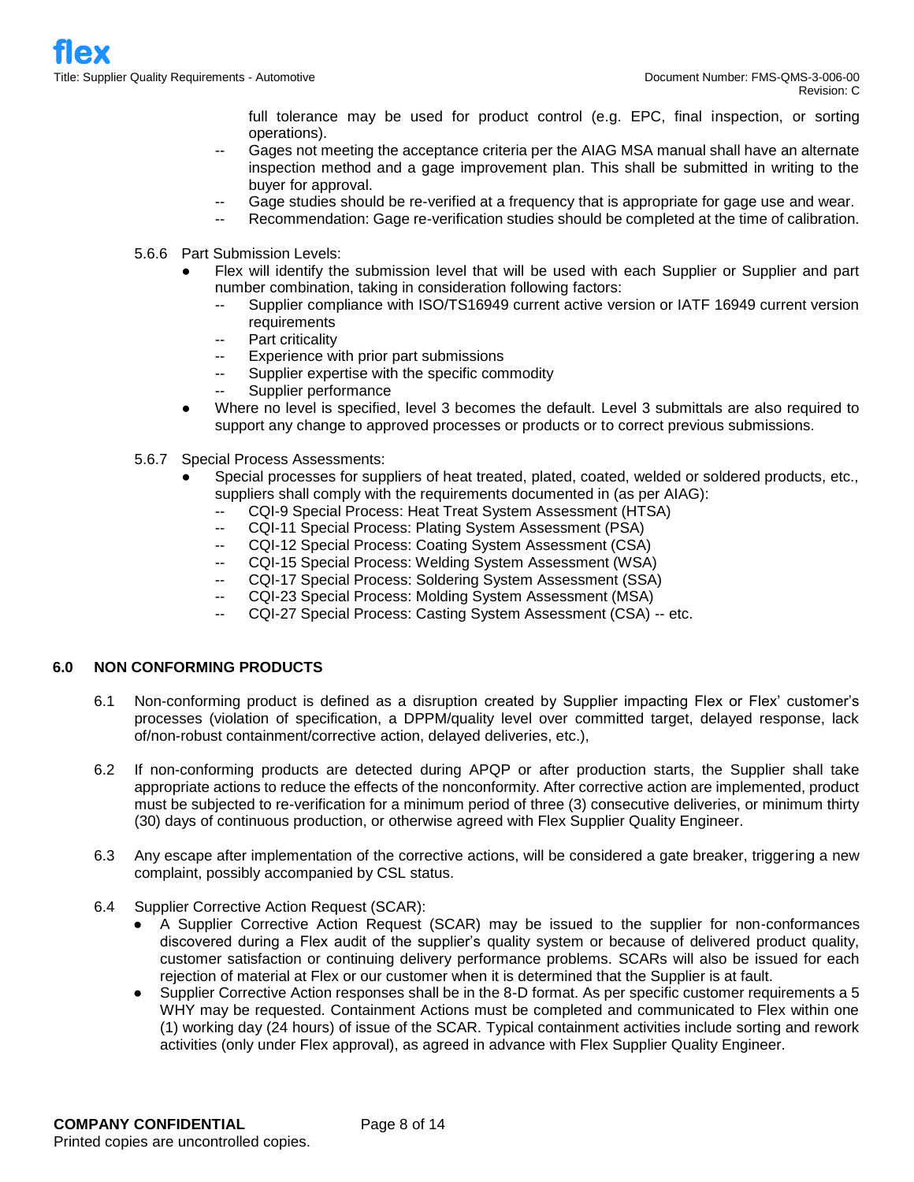full tolerance may be used for product control (e.g. EPC, final inspection, or sorting operations).

- Gages not meeting the acceptance criteria per the AIAG MSA manual shall have an alternate inspection method and a gage improvement plan. This shall be submitted in writing to the buyer for approval.
- Gage studies should be re-verified at a frequency that is appropriate for gage use and wear.
- Recommendation: Gage re-verification studies should be completed at the time of calibration.

5.6.6 Part Submission Levels:

- Flex will identify the submission level that will be used with each Supplier or Supplier and part number combination, taking in consideration following factors:
  - Supplier compliance with ISO/TS16949 current active version or IATF 16949 current version requirements
  - Part criticality
  - Experience with prior part submissions
  - Supplier expertise with the specific commodity
  - Supplier performance
- Where no level is specified, level 3 becomes the default. Level 3 submittals are also required to support any change to approved processes or products or to correct previous submissions.

5.6.7 Special Process Assessments:

- Special processes for suppliers of heat treated, plated, coated, welded or soldered products, etc., suppliers shall comply with the requirements documented in (as per AIAG):
  - CQI-9 Special Process: Heat Treat System Assessment (HTSA)
  - CQI-11 Special Process: Plating System Assessment (PSA)
  - CQI-12 Special Process: Coating System Assessment (CSA)
  - CQI-15 Special Process: Welding System Assessment (WSA)
  - CQI-17 Special Process: Soldering System Assessment (SSA)
  - CQI-23 Special Process: Molding System Assessment (MSA)
  - CQI-27 Special Process: Casting System Assessment (CSA) -- etc.

## 6.0 NON CONFORMING PRODUCTS

6.1 Non-conforming product is defined as a disruption created by Supplier impacting Flex or Flex' customer's processes (violation of specification, a DPPM/quality level over committed target, delayed response, lack of/non-robust containment/corrective action, delayed deliveries, etc.),

6.2 If non-conforming products are detected during APQP or after production starts, the Supplier shall take appropriate actions to reduce the effects of the nonconformity. After corrective action are implemented, product must be subjected to re-verification for a minimum period of three (3) consecutive deliveries, or minimum thirty (30) days of continuous production, or otherwise agreed with Flex Supplier Quality Engineer.

6.3 Any escape after implementation of the corrective actions, will be considered a gate breaker, triggering a new complaint, possibly accompanied by CSL status.

6.4 Supplier Corrective Action Request (SCAR):

- A Supplier Corrective Action Request (SCAR) may be issued to the supplier for non-conformances discovered during a Flex audit of the supplier's quality system or because of delivered product quality, customer satisfaction or continuing delivery performance problems. SCARs will also be issued for each rejection of material at Flex or our customer when it is determined that the Supplier is at fault.
- Supplier Corrective Action responses shall be in the 8-D format. As per specific customer requirements a 5 WHY may be requested. Containment Actions must be completed and communicated to Flex within one (1) working day (24 hours) of issue of the SCAR. Typical containment activities include sorting and rework activities (only under Flex approval), as agreed in advance with Flex Supplier Quality Engineer.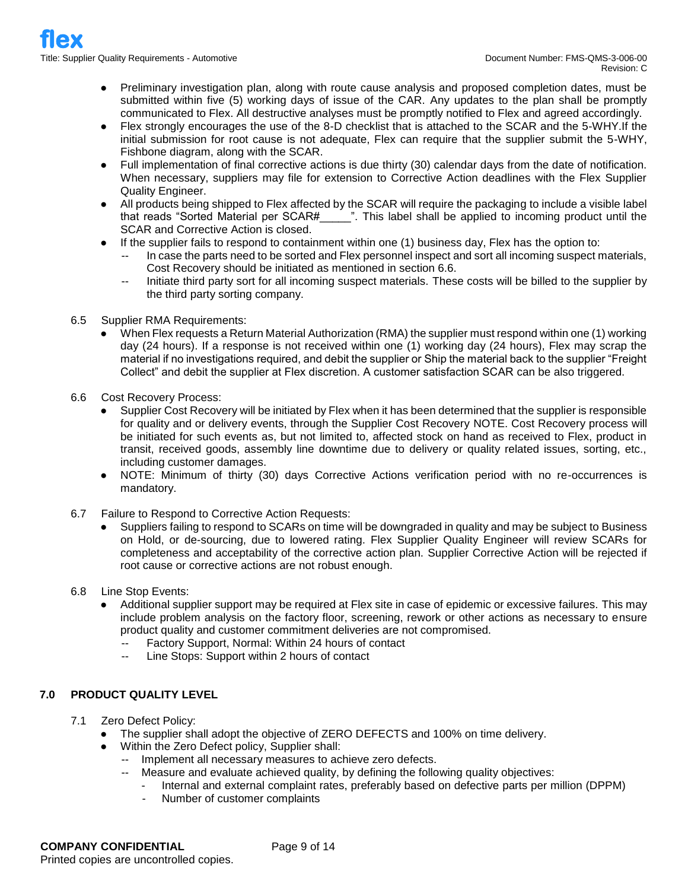- Preliminary investigation plan, along with route cause analysis and proposed completion dates, must be submitted within five (5) working days of issue of the CAR. Any updates to the plan shall be promptly communicated to Flex. All destructive analyses must be promptly notified to Flex and agreed accordingly.
- Flex strongly encourages the use of the 8-D checklist that is attached to the SCAR and the 5-WHY.If the initial submission for root cause is not adequate, Flex can require that the supplier submit the 5-WHY, Fishbone diagram, along with the SCAR.
- Full implementation of final corrective actions is due thirty (30) calendar days from the date of notification. When necessary, suppliers may file for extension to Corrective Action deadlines with the Flex Supplier Quality Engineer.
- All products being shipped to Flex affected by the SCAR will require the packaging to include a visible label that reads "Sorted Material per SCAR#_____". This label shall be applied to incoming product until the SCAR and Corrective Action is closed.
- If the supplier fails to respond to containment within one (1) business day, Flex has the option to:
  - -- In case the parts need to be sorted and Flex personnel inspect and sort all incoming suspect materials, Cost Recovery should be initiated as mentioned in section 6.6.
  - -- Initiate third party sort for all incoming suspect materials. These costs will be billed to the supplier by the third party sorting company.

6.5 Supplier RMA Requirements:

- When Flex requests a Return Material Authorization (RMA) the supplier must respond within one (1) working day (24 hours). If a response is not received within one (1) working day (24 hours), Flex may scrap the material if no investigations required, and debit the supplier or Ship the material back to the supplier "Freight Collect" and debit the supplier at Flex discretion. A customer satisfaction SCAR can be also triggered.

6.6 Cost Recovery Process:

- Supplier Cost Recovery will be initiated by Flex when it has been determined that the supplier is responsible for quality and or delivery events, through the Supplier Cost Recovery NOTE. Cost Recovery process will be initiated for such events as, but not limited to, affected stock on hand as received to Flex, product in transit, received goods, assembly line downtime due to delivery or quality related issues, sorting, etc., including customer damages.
- NOTE: Minimum of thirty (30) days Corrective Actions verification period with no re-occurrences is mandatory.

6.7 Failure to Respond to Corrective Action Requests:

- Suppliers failing to respond to SCARs on time will be downgraded in quality and may be subject to Business on Hold, or de-sourcing, due to lowered rating. Flex Supplier Quality Engineer will review SCARs for completeness and acceptability of the corrective action plan. Supplier Corrective Action will be rejected if root cause or corrective actions are not robust enough.

6.8 Line Stop Events:

- Additional supplier support may be required at Flex site in case of epidemic or excessive failures. This may include problem analysis on the factory floor, screening, rework or other actions as necessary to ensure product quality and customer commitment deliveries are not compromised.
  - -- Factory Support, Normal: Within 24 hours of contact
  - -- Line Stops: Support within 2 hours of contact

## 7.0 PRODUCT QUALITY LEVEL

7.1 Zero Defect Policy:

- The supplier shall adopt the objective of ZERO DEFECTS and 100% on time delivery.
- Within the Zero Defect policy, Supplier shall:
  - -- Implement all necessary measures to achieve zero defects.
  - -- Measure and evaluate achieved quality, by defining the following quality objectives:
    - Internal and external complaint rates, preferably based on defective parts per million (DPPM)
    - Number of customer complaints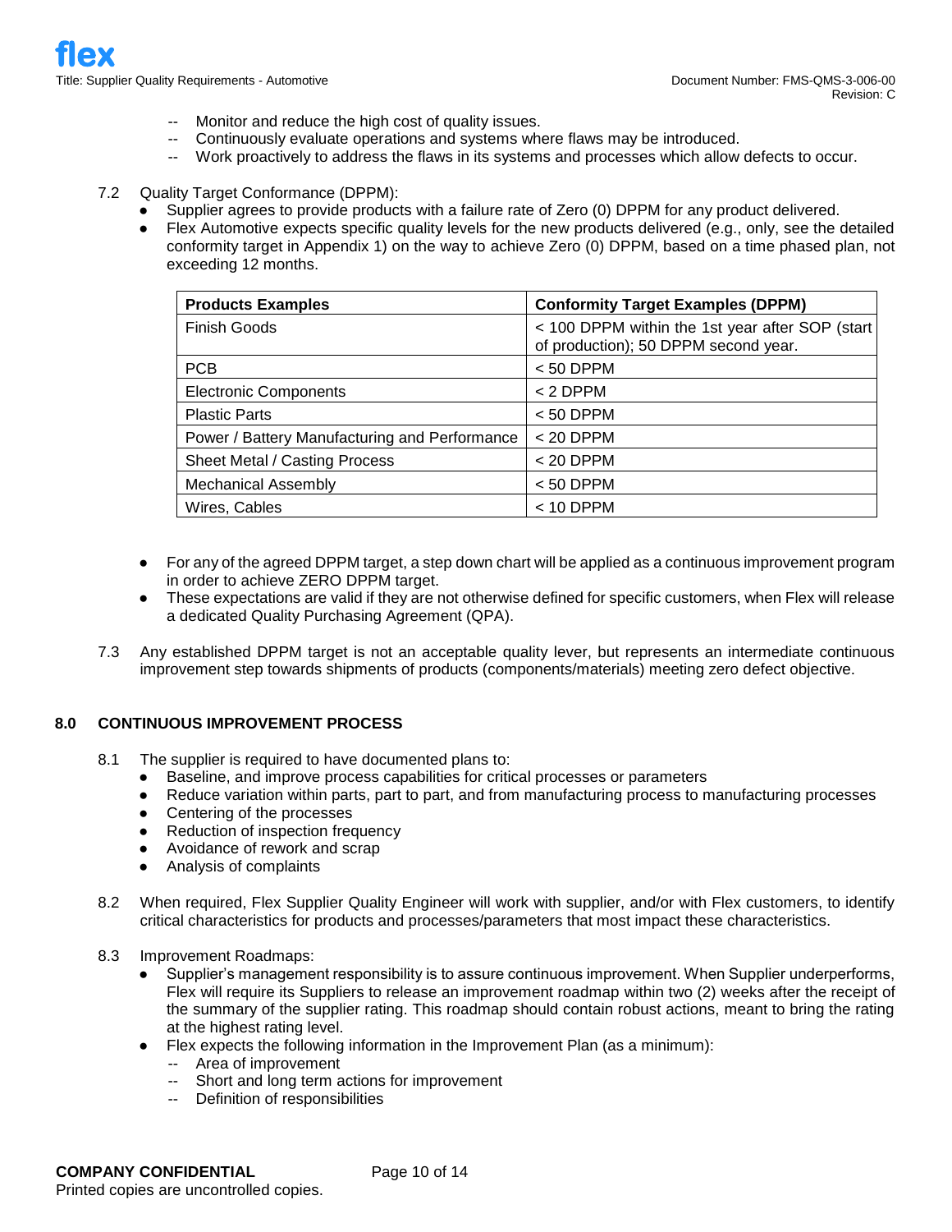-- Monitor and reduce the high cost of quality issues.
-- Continuously evaluate operations and systems where flaws may be introduced.
-- Work proactively to address the flaws in its systems and processes which allow defects to occur.

7.2 Quality Target Conformance (DPPM):

- Supplier agrees to provide products with a failure rate of Zero (0) DPPM for any product delivered.
- Flex Automotive expects specific quality levels for the new products delivered (e.g., only, see the detailed conformity target in Appendix 1) on the way to achieve Zero (0) DPPM, based on a time phased plan, not exceeding 12 months.

| Products Examples | Conformity Target Examples (DPPM) |
| --- | --- |
| Finish Goods | < 100 DPPM within the 1st year after SOP (start of production); 50 DPPM second year. |
| PCB | < 50 DPPM |
| Electronic Components | < 2 DPPM |
| Plastic Parts | < 50 DPPM |
| Power / Battery Manufacturing and Performance | < 20 DPPM |
| Sheet Metal / Casting Process | < 20 DPPM |
| Mechanical Assembly | < 50 DPPM |
| Wires, Cables | < 10 DPPM |

- For any of the agreed DPPM target, a step down chart will be applied as a continuous improvement program in order to achieve ZERO DPPM target.
- These expectations are valid if they are not otherwise defined for specific customers, when Flex will release a dedicated Quality Purchasing Agreement (QPA).

7.3 Any established DPPM target is not an acceptable quality lever, but represents an intermediate continuous improvement step towards shipments of products (components/materials) meeting zero defect objective.

## 8.0 CONTINUOUS IMPROVEMENT PROCESS

8.1 The supplier is required to have documented plans to:

- Baseline, and improve process capabilities for critical processes or parameters
- Reduce variation within parts, part to part, and from manufacturing process to manufacturing processes
- Centering of the processes
- Reduction of inspection frequency
- Avoidance of rework and scrap
- Analysis of complaints

8.2 When required, Flex Supplier Quality Engineer will work with supplier, and/or with Flex customers, to identify critical characteristics for products and processes/parameters that most impact these characteristics.

8.3 Improvement Roadmaps:

- Supplier's management responsibility is to assure continuous improvement. When Supplier underperforms, Flex will require its Suppliers to release an improvement roadmap within two (2) weeks after the receipt of the summary of the supplier rating. This roadmap should contain robust actions, meant to bring the rating at the highest rating level.
- Flex expects the following information in the Improvement Plan (as a minimum):
  -- Area of improvement
  -- Short and long term actions for improvement
  -- Definition of responsibilities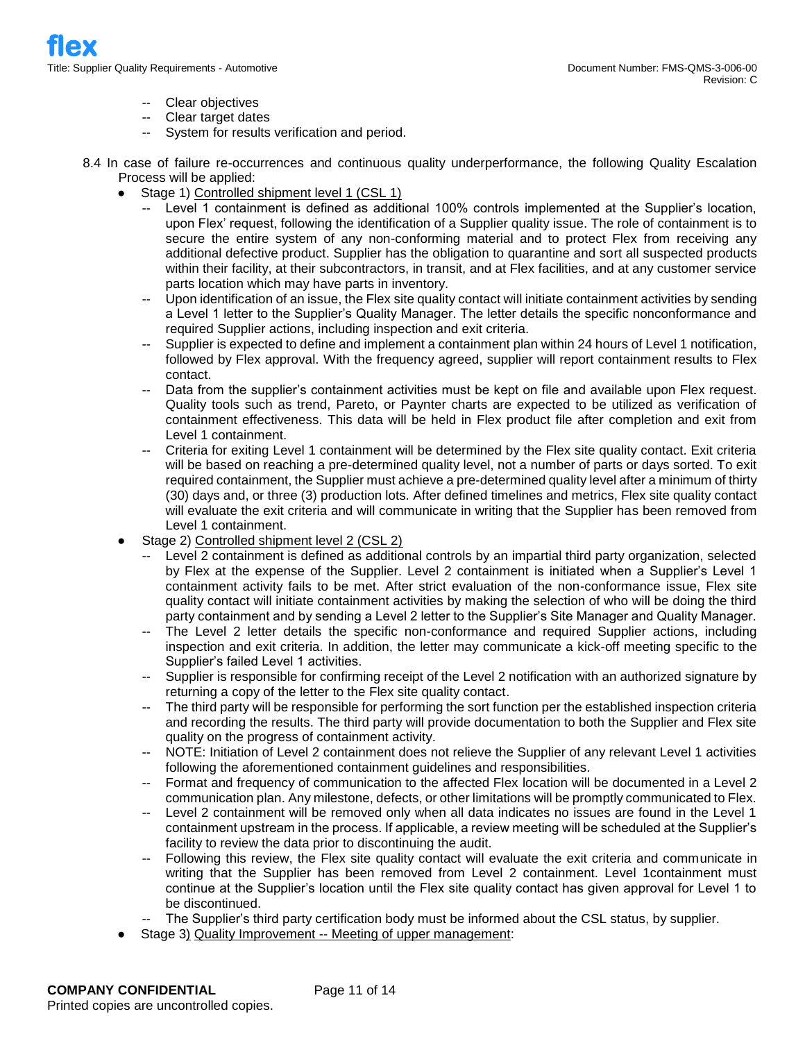- -- Clear objectives
- -- Clear target dates
- -- System for results verification and period.

8.4 In case of failure re-occurrences and continuous quality underperformance, the following Quality Escalation Process will be applied:

- Stage 1) Controlled shipment level 1 (CSL 1)
  - -- Level 1 containment is defined as additional 100% controls implemented at the Supplier's location, upon Flex' request, following the identification of a Supplier quality issue. The role of containment is to secure the entire system of any non-conforming material and to protect Flex from receiving any additional defective product. Supplier has the obligation to quarantine and sort all suspected products within their facility, at their subcontractors, in transit, and at Flex facilities, and at any customer service parts location which may have parts in inventory.
  - -- Upon identification of an issue, the Flex site quality contact will initiate containment activities by sending a Level 1 letter to the Supplier's Quality Manager. The letter details the specific nonconformance and required Supplier actions, including inspection and exit criteria.
  - -- Supplier is expected to define and implement a containment plan within 24 hours of Level 1 notification, followed by Flex approval. With the frequency agreed, supplier will report containment results to Flex contact.
  - -- Data from the supplier's containment activities must be kept on file and available upon Flex request. Quality tools such as trend, Pareto, or Paynter charts are expected to be utilized as verification of containment effectiveness. This data will be held in Flex product file after completion and exit from Level 1 containment.
  - -- Criteria for exiting Level 1 containment will be determined by the Flex site quality contact. Exit criteria will be based on reaching a pre-determined quality level, not a number of parts or days sorted. To exit required containment, the Supplier must achieve a pre-determined quality level after a minimum of thirty (30) days and, or three (3) production lots. After defined timelines and metrics, Flex site quality contact will evaluate the exit criteria and will communicate in writing that the Supplier has been removed from Level 1 containment.
- Stage 2) Controlled shipment level 2 (CSL 2)
  - -- Level 2 containment is defined as additional controls by an impartial third party organization, selected by Flex at the expense of the Supplier. Level 2 containment is initiated when a Supplier's Level 1 containment activity fails to be met. After strict evaluation of the non-conformance issue, Flex site quality contact will initiate containment activities by making the selection of who will be doing the third party containment and by sending a Level 2 letter to the Supplier's Site Manager and Quality Manager.
  - -- The Level 2 letter details the specific non-conformance and required Supplier actions, including inspection and exit criteria. In addition, the letter may communicate a kick-off meeting specific to the Supplier's failed Level 1 activities.
  - -- Supplier is responsible for confirming receipt of the Level 2 notification with an authorized signature by returning a copy of the letter to the Flex site quality contact.
  - -- The third party will be responsible for performing the sort function per the established inspection criteria and recording the results. The third party will provide documentation to both the Supplier and Flex site quality on the progress of containment activity.
  - -- NOTE: Initiation of Level 2 containment does not relieve the Supplier of any relevant Level 1 activities following the aforementioned containment guidelines and responsibilities.
  - -- Format and frequency of communication to the affected Flex location will be documented in a Level 2 communication plan. Any milestone, defects, or other limitations will be promptly communicated to Flex.
  - -- Level 2 containment will be removed only when all data indicates no issues are found in the Level 1 containment upstream in the process. If applicable, a review meeting will be scheduled at the Supplier's facility to review the data prior to discontinuing the audit.
  - -- Following this review, the Flex site quality contact will evaluate the exit criteria and communicate in writing that the Supplier has been removed from Level 2 containment. Level 1containment must continue at the Supplier's location until the Flex site quality contact has given approval for Level 1 to be discontinued.
  - -- The Supplier's third party certification body must be informed about the CSL status, by supplier.
- Stage 3) Quality Improvement -- Meeting of upper management: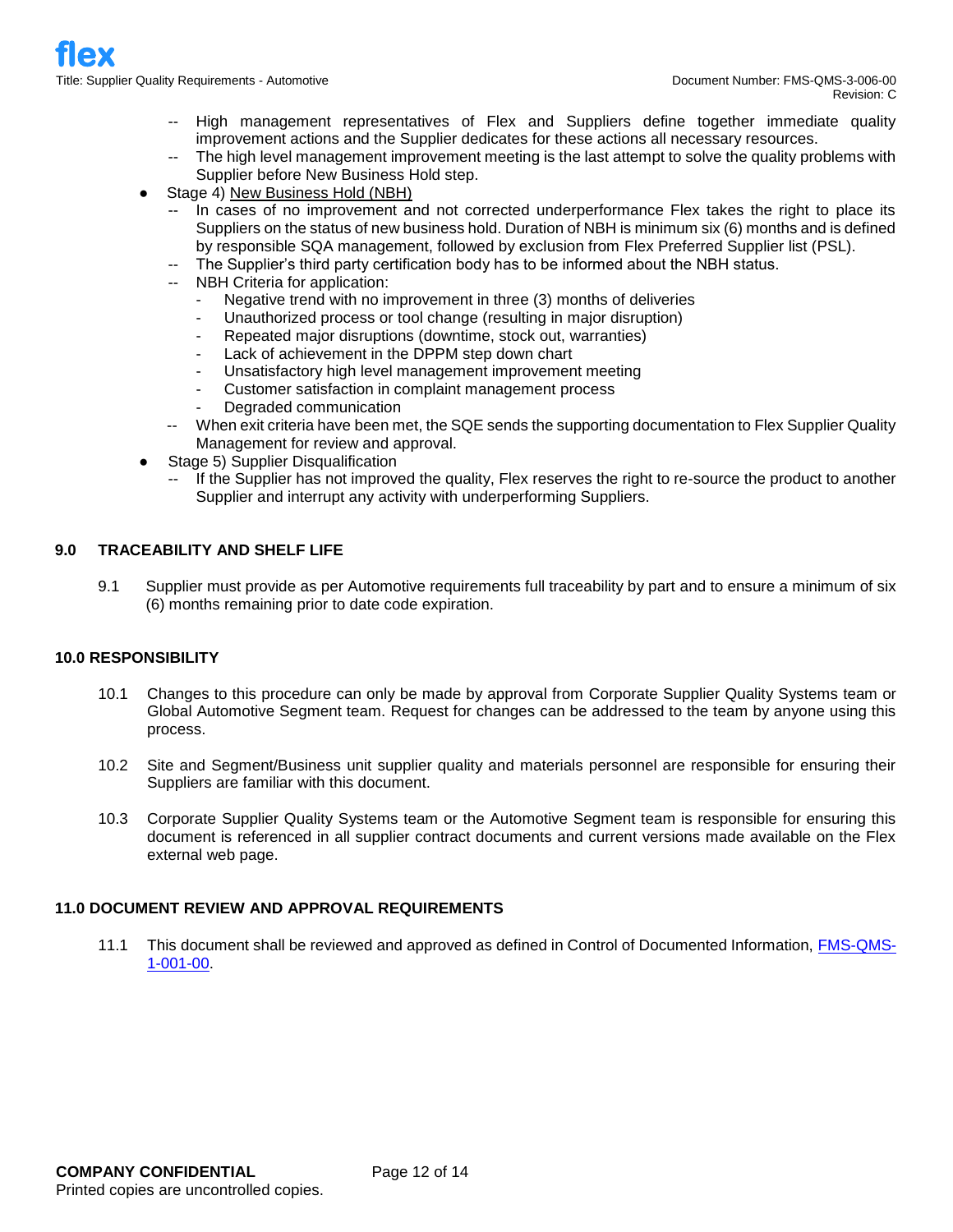- -- High management representatives of Flex and Suppliers define together immediate quality improvement actions and the Supplier dedicates for these actions all necessary resources.
- -- The high level management improvement meeting is the last attempt to solve the quality problems with Supplier before New Business Hold step.

- Stage 4) New Business Hold (NBH)
  - -- In cases of no improvement and not corrected underperformance Flex takes the right to place its Suppliers on the status of new business hold. Duration of NBH is minimum six (6) months and is defined by responsible SQA management, followed by exclusion from Flex Preferred Supplier list (PSL).
  - -- The Supplier's third party certification body has to be informed about the NBH status.
  - -- NBH Criteria for application:
    - Negative trend with no improvement in three (3) months of deliveries
    - Unauthorized process or tool change (resulting in major disruption)
    - Repeated major disruptions (downtime, stock out, warranties)
    - Lack of achievement in the DPPM step down chart
    - Unsatisfactory high level management improvement meeting
    - Customer satisfaction in complaint management process
    - Degraded communication
  - -- When exit criteria have been met, the SQE sends the supporting documentation to Flex Supplier Quality Management for review and approval.
- Stage 5) Supplier Disqualification
  - -- If the Supplier has not improved the quality, Flex reserves the right to re-source the product to another Supplier and interrupt any activity with underperforming Suppliers.

## 9.0 TRACEABILITY AND SHELF LIFE

9.1 Supplier must provide as per Automotive requirements full traceability by part and to ensure a minimum of six (6) months remaining prior to date code expiration.

## 10.0 RESPONSIBILITY

10.1 Changes to this procedure can only be made by approval from Corporate Supplier Quality Systems team or Global Automotive Segment team. Request for changes can be addressed to the team by anyone using this process.

10.2 Site and Segment/Business unit supplier quality and materials personnel are responsible for ensuring their Suppliers are familiar with this document.

10.3 Corporate Supplier Quality Systems team or the Automotive Segment team is responsible for ensuring this document is referenced in all supplier contract documents and current versions made available on the Flex external web page.

## 11.0 DOCUMENT REVIEW AND APPROVAL REQUIREMENTS

11.1 This document shall be reviewed and approved as defined in Control of Documented Information, FMS-QMS-1-001-00.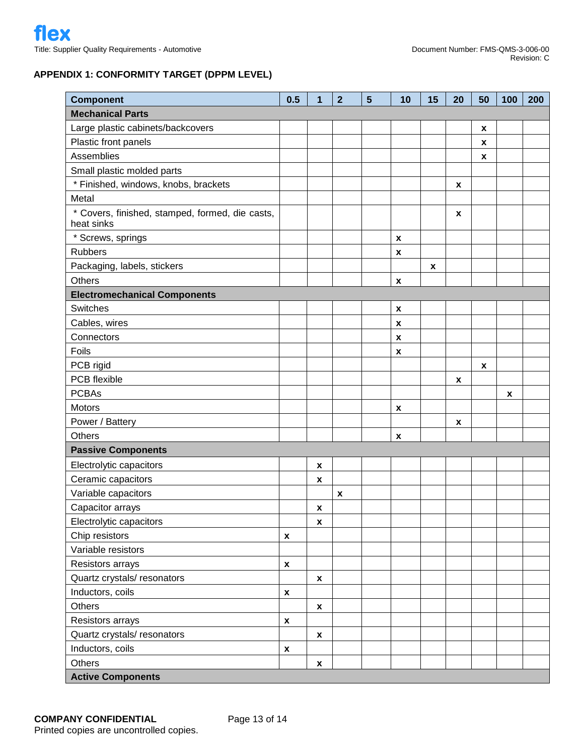## APPENDIX 1: CONFORMITY TARGET (DPPM LEVEL)

| Component | 0.5 | 1 | 2 | 5 | 10 | 15 | 20 | 50 | 100 | 200 |
|---|---|---|---|---|---|---|---|---|---|---|
| **Mechanical Parts** | | | | | | | | | | |
| Large plastic cabinets/backcovers | | | | | | | | x | | |
| Plastic front panels | | | | | | | | x | | |
| Assemblies | | | | | | | | x | | |
| Small plastic molded parts | | | | | | | | | | |
| * Finished, windows, knobs, brackets | | | | | | | x | | | |
| Metal | | | | | | | | | | |
| * Covers, finished, stamped, formed, die casts, heat sinks | | | | | | | x | | | |
| * Screws, springs | | | | | x | | | | | |
| Rubbers | | | | | x | | | | | |
| Packaging, labels, stickers | | | | | | x | | | | |
| Others | | | | | x | | | | | |
| **Electromechanical Components** | | | | | | | | | | |
| Switches | | | | | x | | | | | |
| Cables, wires | | | | | x | | | | | |
| Connectors | | | | | x | | | | | |
| Foils | | | | | x | | | | | |
| PCB rigid | | | | | | | | x | | |
| PCB flexible | | | | | | | x | | | |
| PCBAs | | | | | | | | | x | |
| Motors | | | | | x | | | | | |
| Power / Battery | | | | | | | x | | | |
| Others | | | | | x | | | | | |
| **Passive Components** | | | | | | | | | | |
| Electrolytic capacitors | | x | | | | | | | | |
| Ceramic capacitors | | x | | | | | | | | |
| Variable capacitors | | | x | | | | | | | |
| Capacitor arrays | | x | | | | | | | | |
| Electrolytic capacitors | | x | | | | | | | | |
| Chip resistors | x | | | | | | | | | |
| Variable resistors | | | | | | | | | | |
| Resistors arrays | x | | | | | | | | | |
| Quartz crystals/ resonators | | x | | | | | | | | |
| Inductors, coils | x | | | | | | | | | |
| Others | | x | | | | | | | | |
| Resistors arrays | x | | | | | | | | | |
| Quartz crystals/ resonators | | x | | | | | | | | |
| Inductors, coils | x | | | | | | | | | |
| Others | | x | | | | | | | | |
| **Active Components** | | | | | | | | | | |

**COMPANY CONFIDENTIAL**
Printed copies are uncontrolled copies.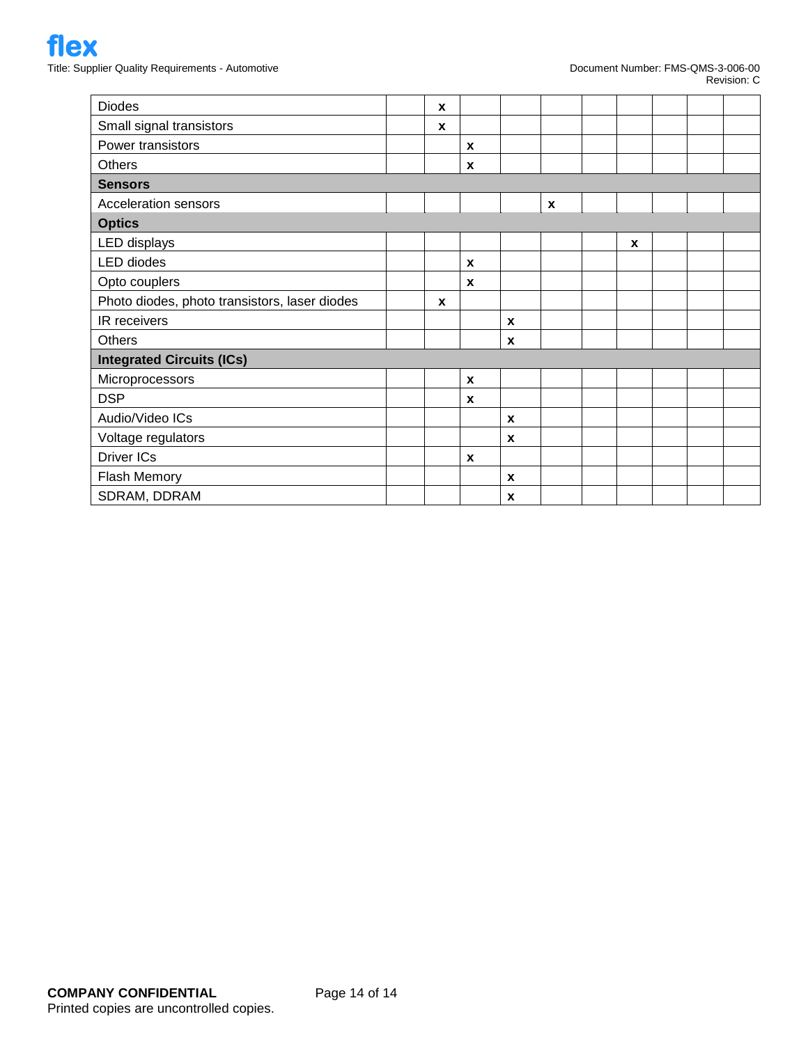| | | | | | | | | | | |
|---|---|---|---|---|---|---|---|---|---|---|
| Diodes | | x | | | | | | | | |
| Small signal transistors | | x | | | | | | | | |
| Power transistors | | | x | | | | | | | |
| Others | | | x | | | | | | | |
| **Sensors** | | | | | | | | | | |
| Acceleration sensors | | | | | x | | | | | |
| **Optics** | | | | | | | | | | |
| LED displays | | | | | | | x | | | |
| LED diodes | | | x | | | | | | | |
| Opto couplers | | | x | | | | | | | |
| Photo diodes, photo transistors, laser diodes | | x | | | | | | | | |
| IR receivers | | | | x | | | | | | |
| Others | | | | x | | | | | | |
| **Integrated Circuits (ICs)** | | | | | | | | | | |
| Microprocessors | | | x | | | | | | | |
| DSP | | | x | | | | | | | |
| Audio/Video ICs | | | | x | | | | | | |
| Voltage regulators | | | | x | | | | | | |
| Driver ICs | | | x | | | | | | | |
| Flash Memory | | | | x | | | | | | |
| SDRAM, DDRAM | | | | x | | | | | | |